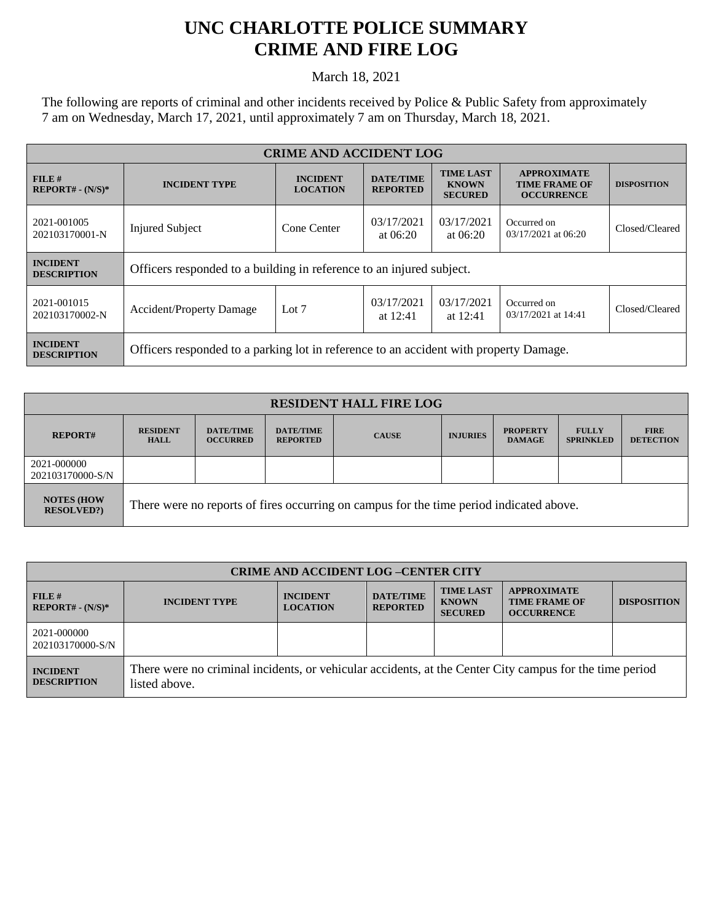# UNC CHARLOTTE POLICE SUMMARY
# CRIME AND FIRE LOG

March 18, 2021

The following are reports of criminal and other incidents received by Police & Public Safety from approximately 7 am on Wednesday, March 17, 2021, until approximately 7 am on Thursday, March 18, 2021.

| CRIME AND ACCIDENT LOG | | | | | | |
|---|---|---|---|---|---|---|
| **FILE # REPORT# - (N/S)*** | **INCIDENT TYPE** | **INCIDENT LOCATION** | **DATE/TIME REPORTED** | **TIME LAST KNOWN SECURED** | **APPROXIMATE TIME FRAME OF OCCURRENCE** | **DISPOSITION** |
| 2021-001005 202103170001-N | Injured Subject | Cone Center | 03/17/2021 at 06:20 | 03/17/2021 at 06:20 | Occurred on 03/17/2021 at 06:20 | Closed/Cleared |
| **INCIDENT DESCRIPTION** | Officers responded to a building in reference to an injured subject. | | | | | |
| 2021-001015 202103170002-N | Accident/Property Damage | Lot 7 | 03/17/2021 at 12:41 | 03/17/2021 at 12:41 | Occurred on 03/17/2021 at 14:41 | Closed/Cleared |
| **INCIDENT DESCRIPTION** | Officers responded to a parking lot in reference to an accident with property Damage. | | | | | |

| RESIDENT HALL FIRE LOG | | | | | | | | |
|---|---|---|---|---|---|---|---|---|
| **REPORT#** | **RESIDENT HALL** | **DATE/TIME OCCURRED** | **DATE/TIME REPORTED** | **CAUSE** | **INJURIES** | **PROPERTY DAMAGE** | **FULLY SPRINKLED** | **FIRE DETECTION** |
| 2021-000000 202103170000-S/N | | | | | | | | |
| **NOTES (HOW RESOLVED?)** | There were no reports of fires occurring on campus for the time period indicated above. | | | | | | | |

| CRIME AND ACCIDENT LOG –CENTER CITY | | | | | | |
|---|---|---|---|---|---|---|
| **FILE # REPORT# - (N/S)*** | **INCIDENT TYPE** | **INCIDENT LOCATION** | **DATE/TIME REPORTED** | **TIME LAST KNOWN SECURED** | **APPROXIMATE TIME FRAME OF OCCURRENCE** | **DISPOSITION** |
| 2021-000000 202103170000-S/N | | | | | | |
| **INCIDENT DESCRIPTION** | There were no criminal incidents, or vehicular accidents, at the Center City campus for the time period listed above. | | | | | |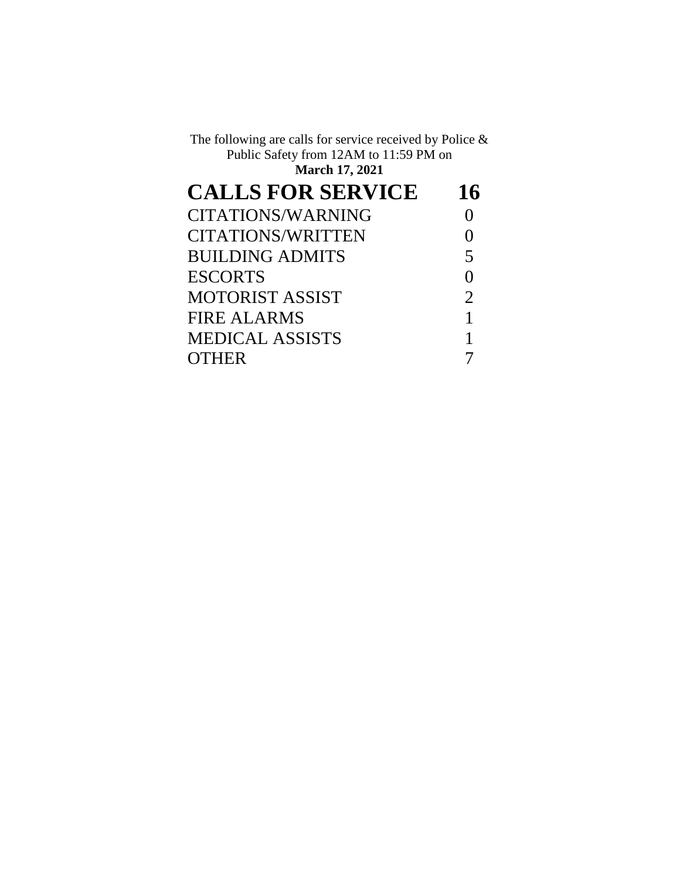The following are calls for service received by Police & Public Safety from 12AM to 11:59 PM on

**March 17, 2021**

| | |
|---|---|
| **CALLS FOR SERVICE** | **16** |
| CITATIONS/WARNING | 0 |
| CITATIONS/WRITTEN | 0 |
| BUILDING ADMITS | 5 |
| ESCORTS | 0 |
| MOTORIST ASSIST | 2 |
| FIRE ALARMS | 1 |
| MEDICAL ASSISTS | 1 |
| OTHER | 7 |